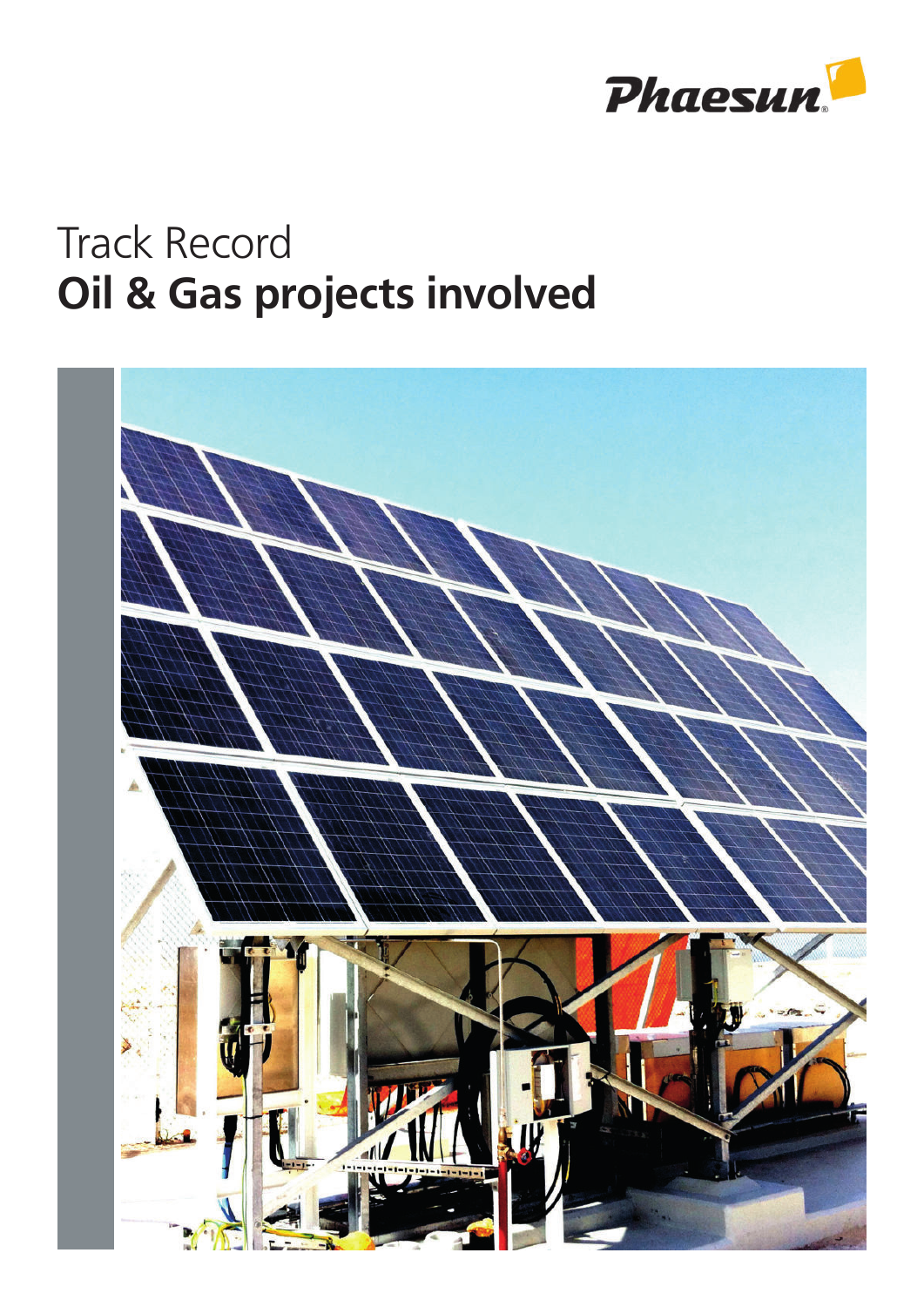Phaesun

# Track Record
## Oil & Gas projects involved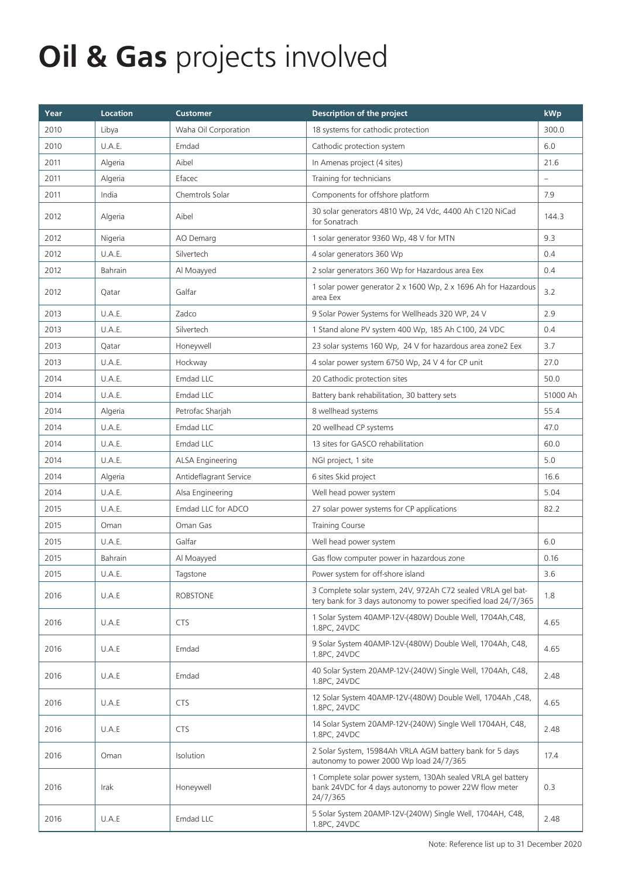# **Oil & Gas** projects involved

| Year | Location | Customer | Description of the project | kWp |
|---|---|---|---|---|
| 2010 | Libya | Waha Oil Corporation | 18 systems for cathodic protection | 300.0 |
| 2010 | U.A.E. | Emdad | Cathodic protection system | 6.0 |
| 2011 | Algeria | Aibel | In Amenas project (4 sites) | 21.6 |
| 2011 | Algeria | Efacec | Training for technicians | – |
| 2011 | India | Chemtrols Solar | Components for offshore platform | 7.9 |
| 2012 | Algeria | Aibel | 30 solar generators 4810 Wp, 24 Vdc, 4400 Ah C120 NiCad for Sonatrach | 144.3 |
| 2012 | Nigeria | AO Demarg | 1 solar generator 9360 Wp, 48 V for MTN | 9.3 |
| 2012 | U.A.E. | Silvertech | 4 solar generators 360 Wp | 0.4 |
| 2012 | Bahrain | Al Moayyed | 2 solar generators 360 Wp for Hazardous area Eex | 0.4 |
| 2012 | Qatar | Galfar | 1 solar power generator 2 x 1600 Wp, 2 x 1696 Ah for Hazardous area Eex | 3.2 |
| 2013 | U.A.E. | Zadco | 9 Solar Power Systems for Wellheads 320 WP, 24 V | 2.9 |
| 2013 | U.A.E. | Silvertech | 1 Stand alone PV system 400 Wp, 185 Ah C100, 24 VDC | 0.4 |
| 2013 | Qatar | Honeywell | 23 solar systems 160 Wp, 24 V for hazardous area zone2 Eex | 3.7 |
| 2013 | U.A.E. | Hockway | 4 solar power system 6750 Wp, 24 V 4 for CP unit | 27.0 |
| 2014 | U.A.E. | Emdad LLC | 20 Cathodic protection sites | 50.0 |
| 2014 | U.A.E. | Emdad LLC | Battery bank rehabilitation, 30 battery sets | 51000 Ah |
| 2014 | Algeria | Petrofac Sharjah | 8 wellhead systems | 55.4 |
| 2014 | U.A.E. | Emdad LLC | 20 wellhead CP systems | 47.0 |
| 2014 | U.A.E. | Emdad LLC | 13 sites for GASCO rehabilitation | 60.0 |
| 2014 | U.A.E. | ALSA Engineering | NGI project, 1 site | 5.0 |
| 2014 | Algeria | Antideflagrant Service | 6 sites Skid project | 16.6 |
| 2014 | U.A.E. | Alsa Engineering | Well head power system | 5.04 |
| 2015 | U.A.E. | Emdad LLC for ADCO | 27 solar power systems for CP applications | 82.2 |
| 2015 | Oman | Oman Gas | Training Course | |
| 2015 | U.A.E. | Galfar | Well head power system | 6.0 |
| 2015 | Bahrain | Al Moayyed | Gas flow computer power in hazardous zone | 0.16 |
| 2015 | U.A.E. | Tagstone | Power system for off-shore island | 3.6 |
| 2016 | U.A.E | ROBSTONE | 3 Complete solar system, 24V, 972Ah C72 sealed VRLA gel battery bank for 3 days autonomy to power specified load 24/7/365 | 1.8 |
| 2016 | U.A.E | CTS | 1 Solar System 40AMP-12V-(480W) Double Well, 1704Ah,C48, 1.8PC, 24VDC | 4.65 |
| 2016 | U.A.E | Emdad | 9 Solar System 40AMP-12V-(480W) Double Well, 1704Ah, C48, 1.8PC, 24VDC | 4.65 |
| 2016 | U.A.E | Emdad | 40 Solar System 20AMP-12V-(240W) Single Well, 1704Ah, C48, 1.8PC, 24VDC | 2.48 |
| 2016 | U.A.E | CTS | 12 Solar System 40AMP-12V-(480W) Double Well, 1704Ah ,C48, 1.8PC, 24VDC | 4.65 |
| 2016 | U.A.E | CTS | 14 Solar System 20AMP-12V-(240W) Single Well 1704AH, C48, 1.8PC, 24VDC | 2.48 |
| 2016 | Oman | Isolution | 2 Solar System, 15984Ah VRLA AGM battery bank for 5 days autonomy to power 2000 Wp load 24/7/365 | 17.4 |
| 2016 | Irak | Honeywell | 1 Complete solar power system, 130Ah sealed VRLA gel battery bank 24VDC for 4 days autonomy to power 22W flow meter 24/7/365 | 0.3 |
| 2016 | U.A.E | Emdad LLC | 5 Solar System 20AMP-12V-(240W) Single Well, 1704AH, C48, 1.8PC, 24VDC | 2.48 |

Note: Reference list up to 31 December 2020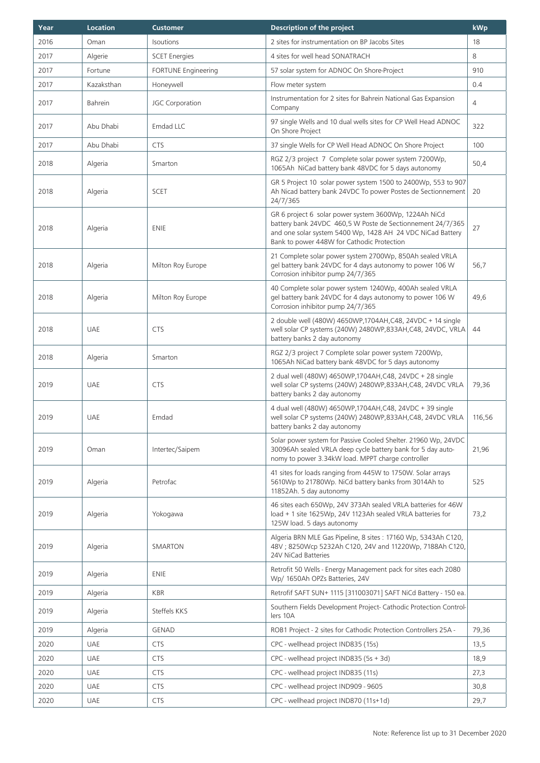| Year | Location | Customer | Description of the project | kWp |
|---|---|---|---|---|
| 2016 | Oman | Isoutions | 2 sites for instrumentation on BP Jacobs Sites | 18 |
| 2017 | Algerie | SCET Energies | 4 sites for well head SONATRACH | 8 |
| 2017 | Fortune | FORTUNE Engineering | 57 solar system for ADNOC On Shore-Project | 910 |
| 2017 | Kazakstthan | Honeywell | Flow meter system | 0.4 |
| 2017 | Bahrein | JGC Corporation | Instrumentation for 2 sites for Bahrein National Gas Expansion Company | 4 |
| 2017 | Abu Dhabi | Emdad LLC | 97 single Wells and 10 dual wells sites for CP Well Head ADNOC On Shore Project | 322 |
| 2017 | Abu Dhabi | CTS | 37 single Wells for CP Well Head ADNOC On Shore Project | 100 |
| 2018 | Algeria | Smarton | RGZ 2/3 project 7 Complete solar power system 7200Wp, 1065Ah NiCad battery bank 48VDC for 5 days autonomy | 50,4 |
| 2018 | Algeria | SCET | GR 5 Project 10 solar power system 1500 to 2400Wp, 553 to 907 Ah Nicad battery bank 24VDC To power Postes de Sectionnement 24/7/365 | 20 |
| 2018 | Algeria | ENIE | GR 6 project 6 solar power system 3600Wp, 1224Ah NiCd battery bank 24VDC 460,5 W Poste de Sectionnement 24/7/365 and one solar system 5400 Wp, 1428 AH 24 VDC NiCad Battery Bank to power 448W for Cathodic Protection | 27 |
| 2018 | Algeria | Milton Roy Europe | 21 Complete solar power system 2700Wp, 850Ah sealed VRLA gel battery bank 24VDC for 4 days autonomy to power 106 W Corrosion inhibitor pump 24/7/365 | 56,7 |
| 2018 | Algeria | Milton Roy Europe | 40 Complete solar power system 1240Wp, 400Ah sealed VRLA gel battery bank 24VDC for 4 days autonomy to power 106 W Corrosion inhibitor pump 24/7/365 | 49,6 |
| 2018 | UAE | CTS | 2 double well (480W) 4650WP,1704AH,C48, 24VDC + 14 single well solar CP systems (240W) 2480WP,833AH,C48, 24VDC, VRLA battery banks 2 day autonomy | 44 |
| 2018 | Algeria | Smarton | RGZ 2/3 project 7 Complete solar power system 7200Wp, 1065Ah NiCad battery bank 48VDC for 5 days autonomy | |
| 2019 | UAE | CTS | 2 dual well (480W) 4650WP,1704AH,C48, 24VDC + 28 single well solar CP systems (240W) 2480WP,833AH,C48, 24VDC VRLA battery banks 2 day autonomy | 79,36 |
| 2019 | UAE | Emdad | 4 dual well (480W) 4650WP,1704AH,C48, 24VDC + 39 single well solar CP systems (240W) 2480WP,833AH,C48, 24VDC VRLA battery banks 2 day autonomy | 116,56 |
| 2019 | Oman | Intertec/Saipem | Solar power system for Passive Cooled Shelter. 21960 Wp, 24VDC 30096Ah sealed VRLA deep cycle battery bank for 5 day auto-nomy to power 3.34kW load. MPPT charge controller | 21,96 |
| 2019 | Algeria | Petrofac | 41 sites for loads ranging from 445W to 1750W. Solar arrays 5610Wp to 21780Wp. NiCd battery banks from 3014Ah to 11852Ah. 5 day autonomy | 525 |
| 2019 | Algeria | Yokogawa | 46 sites each 650Wp, 24V 373Ah sealed VRLA batteries for 46W load + 1 site 1625Wp, 24V 1123Ah sealed VRLA batteries for 125W load. 5 days autonomy | 73,2 |
| 2019 | Algeria | SMARTON | Algeria BRN MLE Gas Pipeline, 8 sites : 17160 Wp, 5343Ah C120, 48V ; 8250Wcp 5232Ah C120, 24V and 11220Wp, 7188Ah C120, 24V NiCad Batteries | |
| 2019 | Algeria | ENIE | Retrofit 50 Wells - Energy Management pack for sites each 2080 Wp/ 1650Ah OPzS Batteries, 24V | |
| 2019 | Algeria | KBR | Retrofif SAFT SUN+ 1115 [311003071] SAFT NiCd Battery - 150 ea. | |
| 2019 | Algeria | Steffels KKS | Southern Fields Development Project- Cathodic Protection Control-lers 10A | |
| 2019 | Algeria | GENAD | ROB1 Project - 2 sites for Cathodic Protection Controllers 25A - | 79,36 |
| 2020 | UAE | CTS | CPC - wellhead project IND835 (15s) | 13,5 |
| 2020 | UAE | CTS | CPC - wellhead project IND835 (5s + 3d) | 18,9 |
| 2020 | UAE | CTS | CPC - wellhead project IND835 (11s) | 27,3 |
| 2020 | UAE | CTS | CPC - wellhead project IND909 - 9605 | 30,8 |
| 2020 | UAE | CTS | CPC - wellhead project IND870 (11s+1d) | 29,7 |

Note: Reference list up to 31 December 2020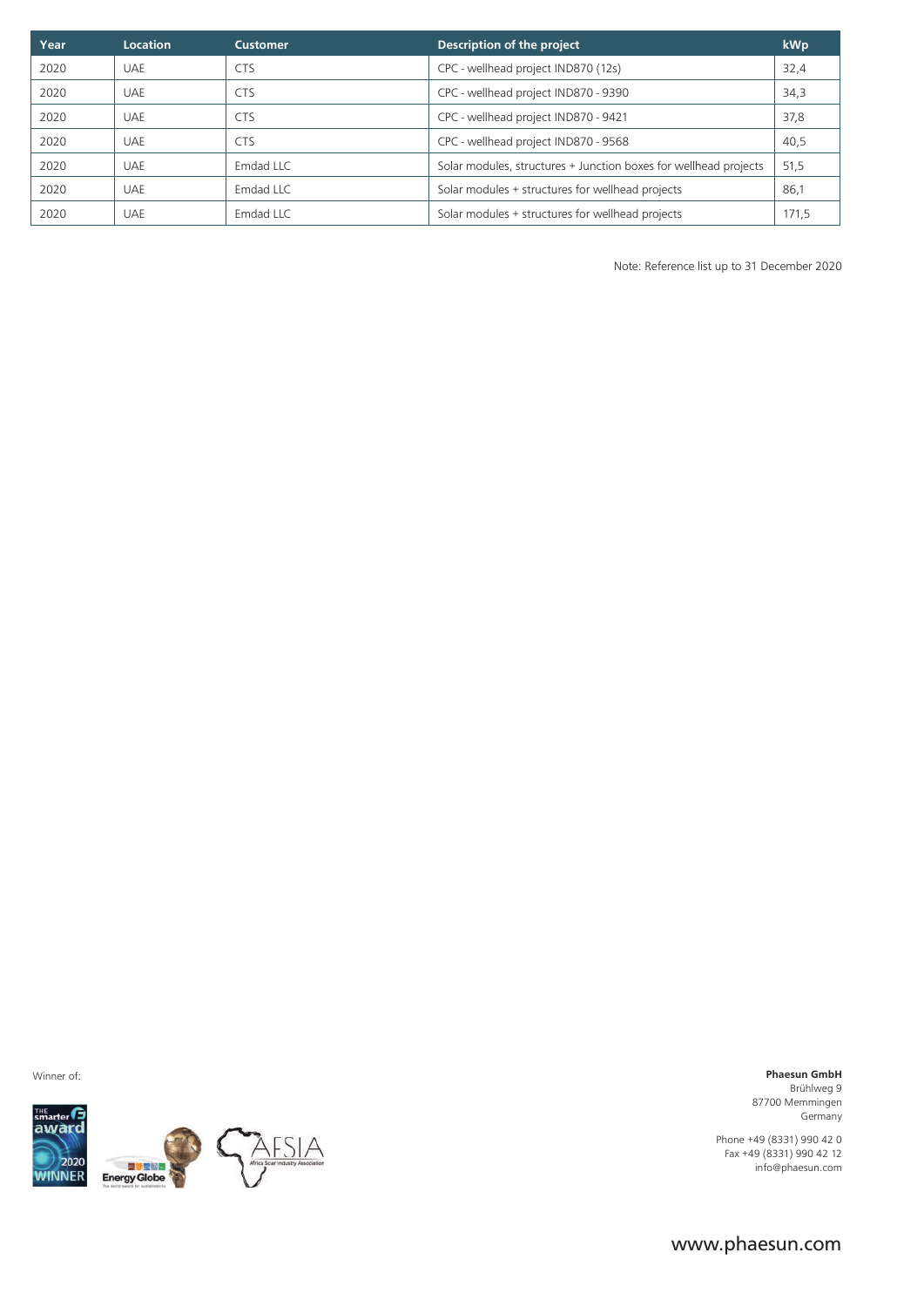| Year | Location | Customer | Description of the project | kWp |
|---|---|---|---|---|
| 2020 | UAE | CTS | CPC - wellhead project IND870 (12s) | 32,4 |
| 2020 | UAE | CTS | CPC - wellhead project IND870 - 9390 | 34,3 |
| 2020 | UAE | CTS | CPC - wellhead project IND870 - 9421 | 37,8 |
| 2020 | UAE | CTS | CPC - wellhead project IND870 - 9568 | 40,5 |
| 2020 | UAE | Emdad LLC | Solar modules, structures + Junction boxes for wellhead projects | 51,5 |
| 2020 | UAE | Emdad LLC | Solar modules + structures for wellhead projects | 86,1 |
| 2020 | UAE | Emdad LLC | Solar modules + structures for wellhead projects | 171,5 |

Note: Reference list up to 31 December 2020

Winner of:

**Phaesun GmbH**
Brühlweg 9
87700 Memmingen
Germany

Phone +49 (8331) 990 42 0
Fax +49 (8331) 990 42 12
info@phaesun.com

www.phaesun.com